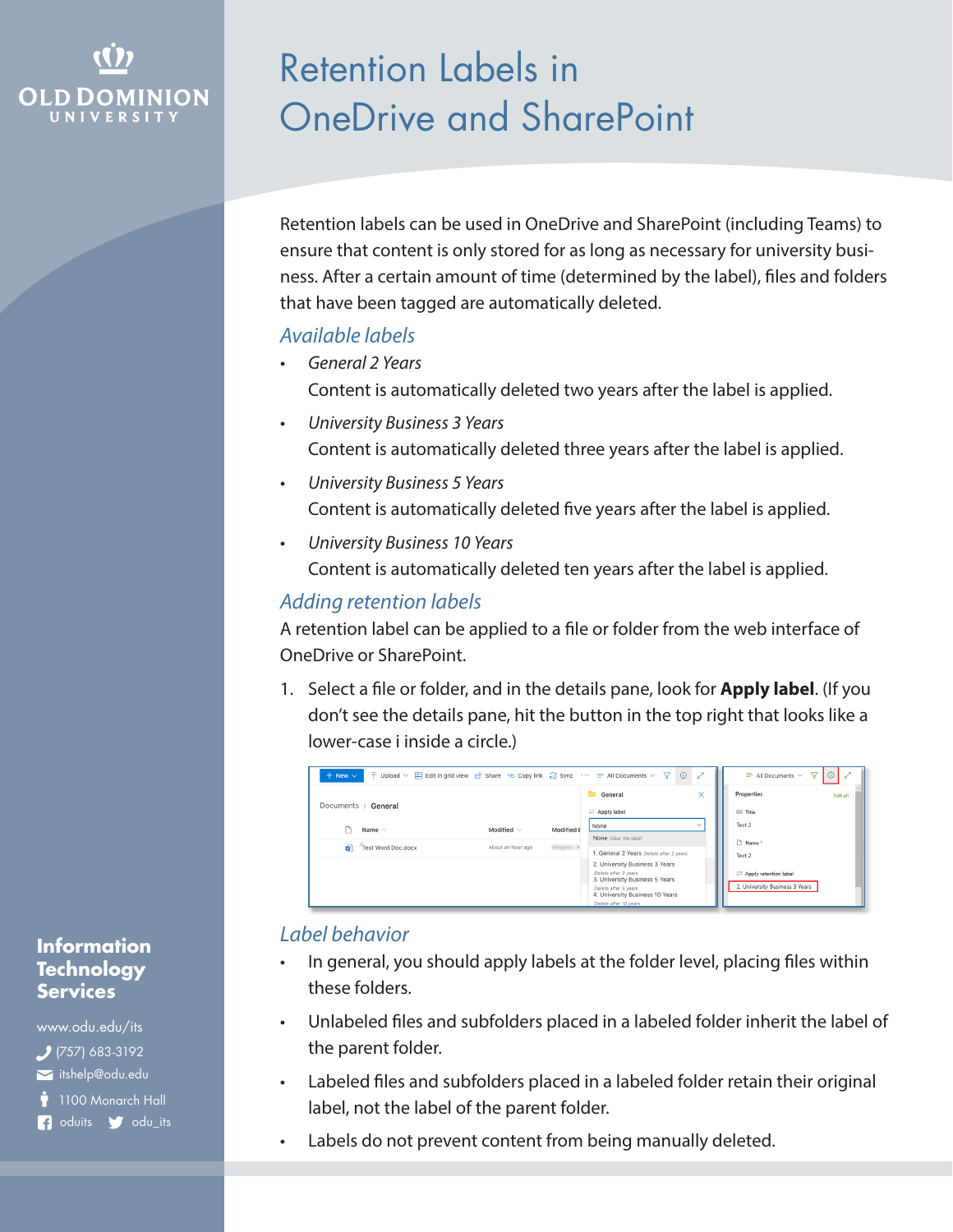# Retention Labels in OneDrive and SharePoint

Retention labels can be used in OneDrive and SharePoint (including Teams) to ensure that content is only stored for as long as necessary for university business. After a certain amount of time (determined by the label), files and folders that have been tagged are automatically deleted.

## Available labels

- *General 2 Years*
  Content is automatically deleted two years after the label is applied.
- *University Business 3 Years*
  Content is automatically deleted three years after the label is applied.
- *University Business 5 Years*
  Content is automatically deleted five years after the label is applied.
- *University Business 10 Years*
  Content is automatically deleted ten years after the label is applied.

## Adding retention labels

A retention label can be applied to a file or folder from the web interface of OneDrive or SharePoint.

1. Select a file or folder, and in the details pane, look for **Apply label**. (If you don't see the details pane, hit the button in the top right that looks like a lower-case i inside a circle.)

## Label behavior

- In general, you should apply labels at the folder level, placing files within these folders.
- Unlabeled files and subfolders placed in a labeled folder inherit the label of the parent folder.
- Labeled files and subfolders placed in a labeled folder retain their original label, not the label of the parent folder.
- Labels do not prevent content from being manually deleted.

**Information Technology Services**

www.odu.edu/its
(757) 683-3192
itshelp@odu.edu
1100 Monarch Hall
oduits odu_its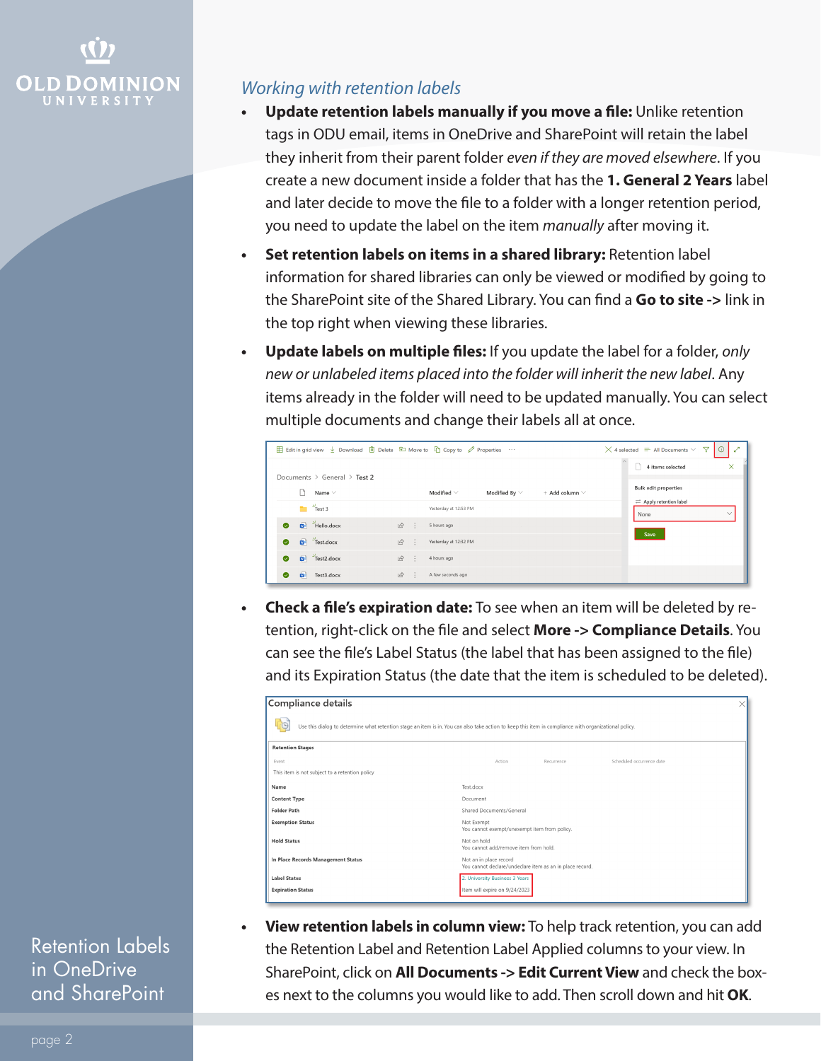*Working with retention labels*

- **Update retention labels manually if you move a file:** Unlike retention tags in ODU email, items in OneDrive and SharePoint will retain the label they inherit from their parent folder *even if they are moved elsewhere*. If you create a new document inside a folder that has the **1. General 2 Years** label and later decide to move the file to a folder with a longer retention period, you need to update the label on the item *manually* after moving it.
- **Set retention labels on items in a shared library:** Retention label information for shared libraries can only be viewed or modified by going to the SharePoint site of the Shared Library. You can find a **Go to site ->** link in the top right when viewing these libraries.
- **Update labels on multiple files:** If you update the label for a folder, *only new or unlabeled items placed into the folder will inherit the new label*. Any items already in the folder will need to be updated manually. You can select multiple documents and change their labels all at once.
- **Check a file's expiration date:** To see when an item will be deleted by retention, right-click on the file and select **More -> Compliance Details**. You can see the file's Label Status (the label that has been assigned to the file) and its Expiration Status (the date that the item is scheduled to be deleted).
- **View retention labels in column view:** To help track retention, you can add the Retention Label and Retention Label Applied columns to your view. In SharePoint, click on **All Documents -> Edit Current View** and check the boxes next to the columns you would like to add. Then scroll down and hit **OK**.